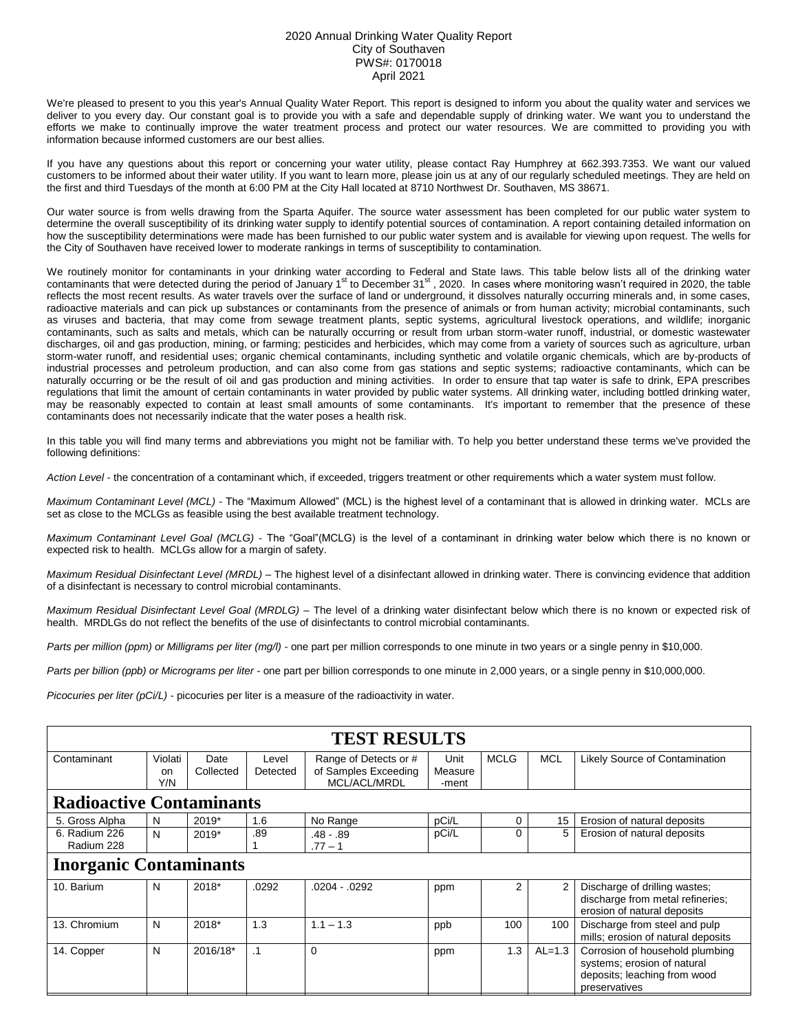# 2020 Annual Drinking Water Quality Report
City of Southaven
PWS#: 0170018
April 2021

We're pleased to present to you this year's Annual Quality Water Report. This report is designed to inform you about the quality water and services we deliver to you every day. Our constant goal is to provide you with a safe and dependable supply of drinking water. We want you to understand the efforts we make to continually improve the water treatment process and protect our water resources. We are committed to providing you with information because informed customers are our best allies.

If you have any questions about this report or concerning your water utility, please contact Ray Humphrey at 662.393.7353. We want our valued customers to be informed about their water utility. If you want to learn more, please join us at any of our regularly scheduled meetings. They are held on the first and third Tuesdays of the month at 6:00 PM at the City Hall located at 8710 Northwest Dr. Southaven, MS 38671.

Our water source is from wells drawing from the Sparta Aquifer. The source water assessment has been completed for our public water system to determine the overall susceptibility of its drinking water supply to identify potential sources of contamination. A report containing detailed information on how the susceptibility determinations were made has been furnished to our public water system and is available for viewing upon request. The wells for the City of Southaven have received lower to moderate rankings in terms of susceptibility to contamination.

We routinely monitor for contaminants in your drinking water according to Federal and State laws. This table below lists all of the drinking water contaminants that were detected during the period of January 1st to December 31st, 2020. In cases where monitoring wasn't required in 2020, the table reflects the most recent results. As water travels over the surface of land or underground, it dissolves naturally occurring minerals and, in some cases, radioactive materials and can pick up substances or contaminants from the presence of animals or from human activity; microbial contaminants, such as viruses and bacteria, that may come from sewage treatment plants, septic systems, agricultural livestock operations, and wildlife; inorganic contaminants, such as salts and metals, which can be naturally occurring or result from urban storm-water runoff, industrial, or domestic wastewater discharges, oil and gas production, mining, or farming; pesticides and herbicides, which may come from a variety of sources such as agriculture, urban storm-water runoff, and residential uses; organic chemical contaminants, including synthetic and volatile organic chemicals, which are by-products of industrial processes and petroleum production, and can also come from gas stations and septic systems; radioactive contaminants, which can be naturally occurring or be the result of oil and gas production and mining activities. In order to ensure that tap water is safe to drink, EPA prescribes regulations that limit the amount of certain contaminants in water provided by public water systems. All drinking water, including bottled drinking water, may be reasonably expected to contain at least small amounts of some contaminants. It's important to remember that the presence of these contaminants does not necessarily indicate that the water poses a health risk.

In this table you will find many terms and abbreviations you might not be familiar with. To help you better understand these terms we've provided the following definitions:

*Action Level* - the concentration of a contaminant which, if exceeded, triggers treatment or other requirements which a water system must follow.

*Maximum Contaminant Level (MCL)* - The "Maximum Allowed" (MCL) is the highest level of a contaminant that is allowed in drinking water. MCLs are set as close to the MCLGs as feasible using the best available treatment technology.

*Maximum Contaminant Level Goal (MCLG)* - The "Goal"(MCLG) is the level of a contaminant in drinking water below which there is no known or expected risk to health. MCLGs allow for a margin of safety.

*Maximum Residual Disinfectant Level (MRDL)* – The highest level of a disinfectant allowed in drinking water. There is convincing evidence that addition of a disinfectant is necessary to control microbial contaminants.

*Maximum Residual Disinfectant Level Goal (MRDLG)* – The level of a drinking water disinfectant below which there is no known or expected risk of health. MRDLGs do not reflect the benefits of the use of disinfectants to control microbial contaminants.

*Parts per million (ppm) or Milligrams per liter (mg/l)* - one part per million corresponds to one minute in two years or a single penny in $10,000.

*Parts per billion (ppb) or Micrograms per liter* - one part per billion corresponds to one minute in 2,000 years, or a single penny in $10,000,000.

*Picocuries per liter (pCi/L)* - picocuries per liter is a measure of the radioactivity in water.

## TEST RESULTS

| Contaminant | Violation Y/N | Date Collected | Level Detected | Range of Detects or # of Samples Exceeding MCL/ACL/MRDL | Unit Measure-ment | MCLG | MCL | Likely Source of Contamination |
|---|---|---|---|---|---|---|---|---|
| **Radioactive Contaminants** | | | | | | | | |
| 5. Gross Alpha | N | 2019* | 1.6 | No Range | pCi/L | 0 | 15 | Erosion of natural deposits |
| 6. Radium 226 / Radium 228 | N | 2019* | .89 / 1 | .48 - .89 / .77 – 1 | pCi/L | 0 | 5 | Erosion of natural deposits |
| **Inorganic Contaminants** | | | | | | | | |
| 10. Barium | N | 2018* | .0292 | .0204 - .0292 | ppm | 2 | 2 | Discharge of drilling wastes; discharge from metal refineries; erosion of natural deposits |
| 13. Chromium | N | 2018* | 1.3 | 1.1 – 1.3 | ppb | 100 | 100 | Discharge from steel and pulp mills; erosion of natural deposits |
| 14. Copper | N | 2016/18* | .1 | 0 | ppm | 1.3 | AL=1.3 | Corrosion of household plumbing systems; erosion of natural deposits; leaching from wood preservatives |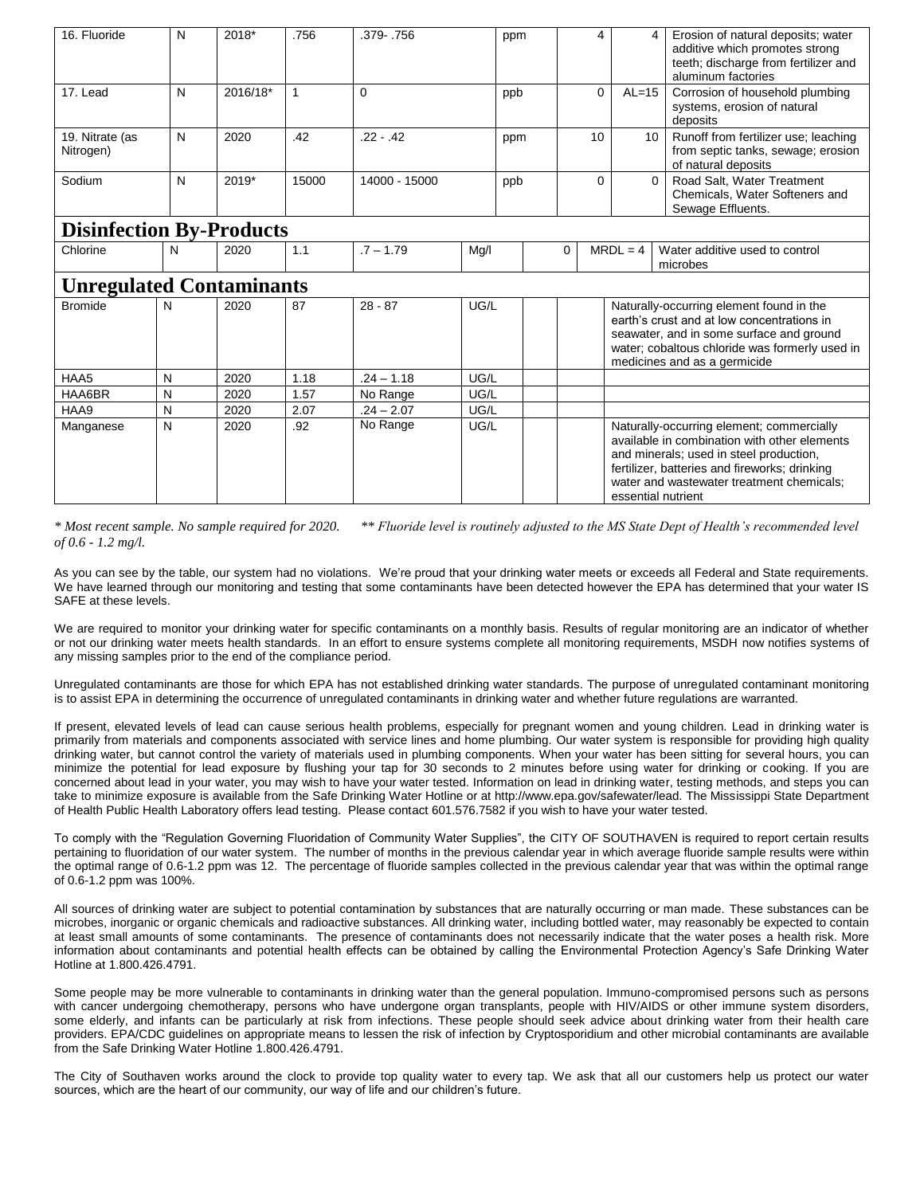| | | | | | | | | |
|---|---|---|---|---|---|---|---|---|
| 16. Fluoride | N | 2018* | .756 | .379- .756 | ppm | 4 | 4 | Erosion of natural deposits; water additive which promotes strong teeth; discharge from fertilizer and aluminum factories |
| 17. Lead | N | 2016/18* | 1 | 0 | ppb | 0 | AL=15 | Corrosion of household plumbing systems, erosion of natural deposits |
| 19. Nitrate (as Nitrogen) | N | 2020 | .42 | .22 - .42 | ppm | 10 | 10 | Runoff from fertilizer use; leaching from septic tanks, sewage; erosion of natural deposits |
| Sodium | N | 2019* | 15000 | 14000 - 15000 | ppb | 0 | 0 | Road Salt, Water Treatment Chemicals, Water Softeners and Sewage Effluents. |
| **Disinfection By-Products** | | | | | | | | |
| Chlorine | N | 2020 | 1.1 | .7 – 1.79 | Mg/l | 0 | MRDL = 4 | Water additive used to control microbes |
| **Unregulated Contaminants** | | | | | | | | |
| Bromide | N | 2020 | 87 | 28 - 87 | UG/L | | | Naturally-occurring element found in the earth's crust and at low concentrations in seawater, and in some surface and ground water; cobaltous chloride was formerly used in medicines and as a germicide |
| HAA5 | N | 2020 | 1.18 | .24 – 1.18 | UG/L | | | |
| HAA6BR | N | 2020 | 1.57 | No Range | UG/L | | | |
| HAA9 | N | 2020 | 2.07 | .24 – 2.07 | UG/L | | | |
| Manganese | N | 2020 | .92 | No Range | UG/L | | | Naturally-occurring element; commercially available in combination with other elements and minerals; used in steel production, fertilizer, batteries and fireworks; drinking water and wastewater treatment chemicals; essential nutrient |

*\* Most recent sample. No sample required for 2020. \*\* Fluoride level is routinely adjusted to the MS State Dept of Health's recommended level of 0.6 - 1.2 mg/l.*

As you can see by the table, our system had no violations. We're proud that your drinking water meets or exceeds all Federal and State requirements. We have learned through our monitoring and testing that some contaminants have been detected however the EPA has determined that your water IS SAFE at these levels.

We are required to monitor your drinking water for specific contaminants on a monthly basis. Results of regular monitoring are an indicator of whether or not our drinking water meets health standards. In an effort to ensure systems complete all monitoring requirements, MSDH now notifies systems of any missing samples prior to the end of the compliance period.

Unregulated contaminants are those for which EPA has not established drinking water standards. The purpose of unregulated contaminant monitoring is to assist EPA in determining the occurrence of unregulated contaminants in drinking water and whether future regulations are warranted.

If present, elevated levels of lead can cause serious health problems, especially for pregnant women and young children. Lead in drinking water is primarily from materials and components associated with service lines and home plumbing. Our water system is responsible for providing high quality drinking water, but cannot control the variety of materials used in plumbing components. When your water has been sitting for several hours, you can minimize the potential for lead exposure by flushing your tap for 30 seconds to 2 minutes before using water for drinking or cooking. If you are concerned about lead in your water, you may wish to have your water tested. Information on lead in drinking water, testing methods, and steps you can take to minimize exposure is available from the Safe Drinking Water Hotline or at http://www.epa.gov/safewater/lead. The Mississippi State Department of Health Public Health Laboratory offers lead testing. Please contact 601.576.7582 if you wish to have your water tested.

To comply with the "Regulation Governing Fluoridation of Community Water Supplies", the CITY OF SOUTHAVEN is required to report certain results pertaining to fluoridation of our water system. The number of months in the previous calendar year in which average fluoride sample results were within the optimal range of 0.6-1.2 ppm was 12. The percentage of fluoride samples collected in the previous calendar year that was within the optimal range of 0.6-1.2 ppm was 100%.

All sources of drinking water are subject to potential contamination by substances that are naturally occurring or man made. These substances can be microbes, inorganic or organic chemicals and radioactive substances. All drinking water, including bottled water, may reasonably be expected to contain at least small amounts of some contaminants. The presence of contaminants does not necessarily indicate that the water poses a health risk. More information about contaminants and potential health effects can be obtained by calling the Environmental Protection Agency's Safe Drinking Water Hotline at 1.800.426.4791.

Some people may be more vulnerable to contaminants in drinking water than the general population. Immuno-compromised persons such as persons with cancer undergoing chemotherapy, persons who have undergone organ transplants, people with HIV/AIDS or other immune system disorders, some elderly, and infants can be particularly at risk from infections. These people should seek advice about drinking water from their health care providers. EPA/CDC guidelines on appropriate means to lessen the risk of infection by Cryptosporidium and other microbial contaminants are available from the Safe Drinking Water Hotline 1.800.426.4791.

The City of Southaven works around the clock to provide top quality water to every tap. We ask that all our customers help us protect our water sources, which are the heart of our community, our way of life and our children's future.